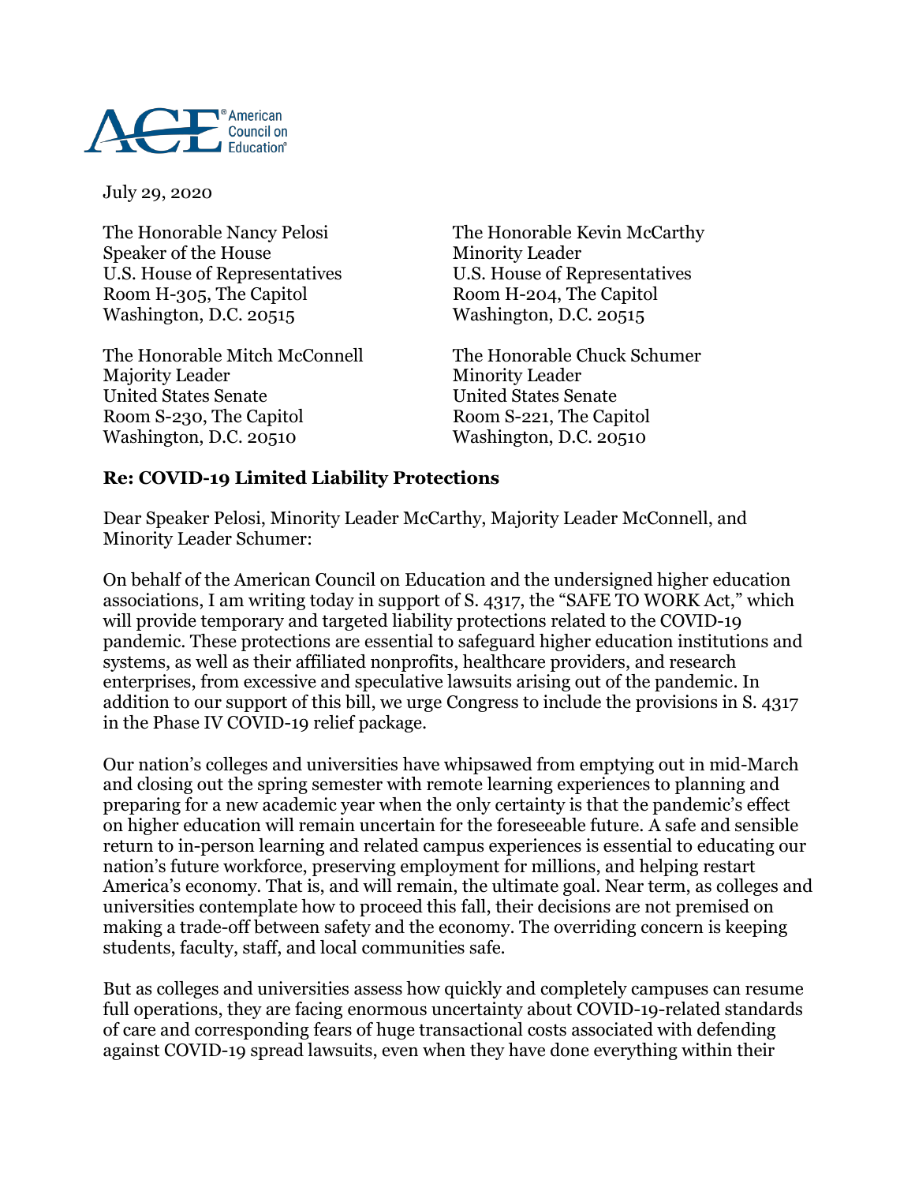American Council on Education

July 29, 2020

The Honorable Nancy Pelosi
Speaker of the House
U.S. House of Representatives
Room H-305, The Capitol
Washington, D.C. 20515

The Honorable Kevin McCarthy
Minority Leader
U.S. House of Representatives
Room H-204, The Capitol
Washington, D.C. 20515

The Honorable Mitch McConnell
Majority Leader
United States Senate
Room S-230, The Capitol
Washington, D.C. 20510

The Honorable Chuck Schumer
Minority Leader
United States Senate
Room S-221, The Capitol
Washington, D.C. 20510

**Re: COVID-19 Limited Liability Protections**

Dear Speaker Pelosi, Minority Leader McCarthy, Majority Leader McConnell, and Minority Leader Schumer:

On behalf of the American Council on Education and the undersigned higher education associations, I am writing today in support of S. 4317, the "SAFE TO WORK Act," which will provide temporary and targeted liability protections related to the COVID-19 pandemic. These protections are essential to safeguard higher education institutions and systems, as well as their affiliated nonprofits, healthcare providers, and research enterprises, from excessive and speculative lawsuits arising out of the pandemic. In addition to our support of this bill, we urge Congress to include the provisions in S. 4317 in the Phase IV COVID-19 relief package.

Our nation's colleges and universities have whipsawed from emptying out in mid-March and closing out the spring semester with remote learning experiences to planning and preparing for a new academic year when the only certainty is that the pandemic's effect on higher education will remain uncertain for the foreseeable future. A safe and sensible return to in-person learning and related campus experiences is essential to educating our nation's future workforce, preserving employment for millions, and helping restart America's economy. That is, and will remain, the ultimate goal. Near term, as colleges and universities contemplate how to proceed this fall, their decisions are not premised on making a trade-off between safety and the economy. The overriding concern is keeping students, faculty, staff, and local communities safe.

But as colleges and universities assess how quickly and completely campuses can resume full operations, they are facing enormous uncertainty about COVID-19-related standards of care and corresponding fears of huge transactional costs associated with defending against COVID-19 spread lawsuits, even when they have done everything within their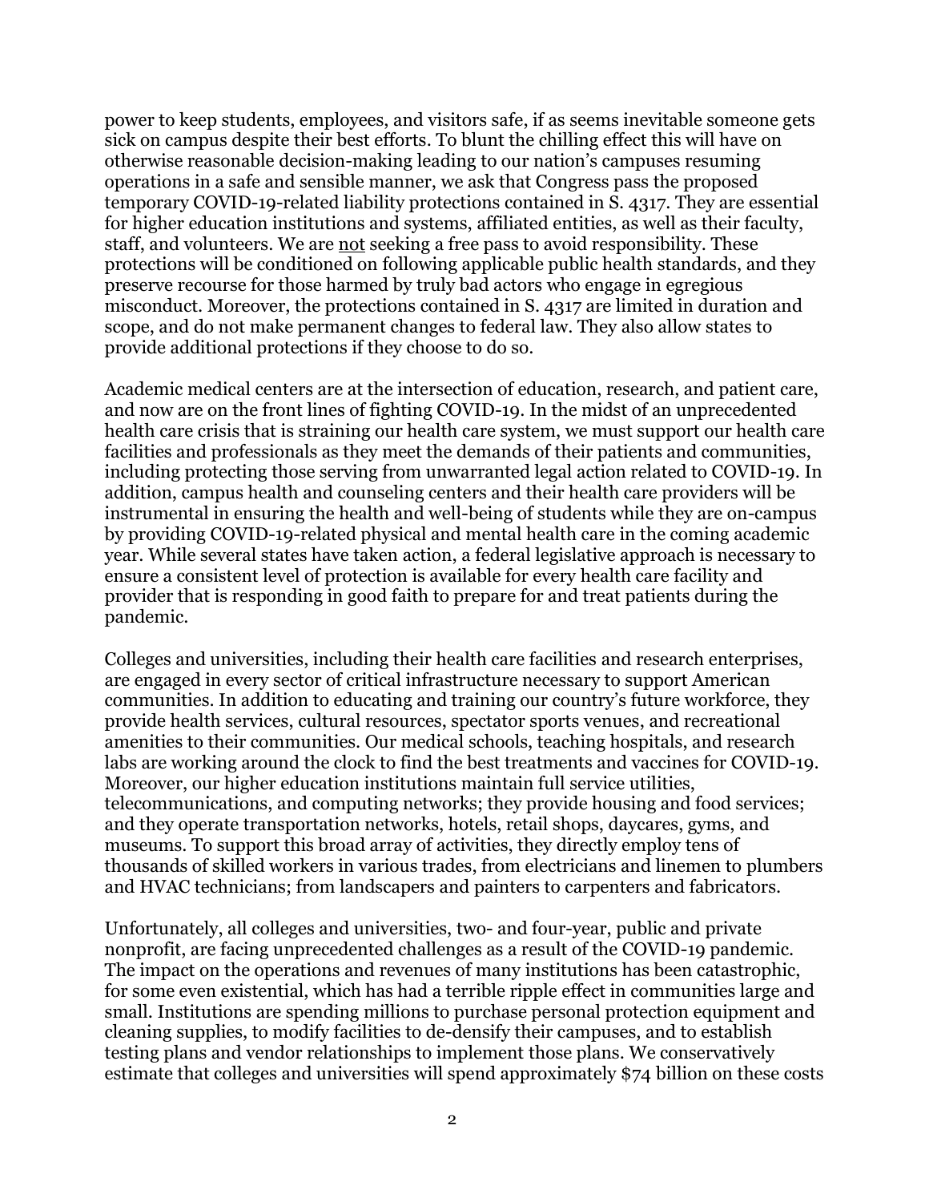power to keep students, employees, and visitors safe, if as seems inevitable someone gets sick on campus despite their best efforts. To blunt the chilling effect this will have on otherwise reasonable decision-making leading to our nation's campuses resuming operations in a safe and sensible manner, we ask that Congress pass the proposed temporary COVID-19-related liability protections contained in S. 4317. They are essential for higher education institutions and systems, affiliated entities, as well as their faculty, staff, and volunteers. We are <u>not</u> seeking a free pass to avoid responsibility. These protections will be conditioned on following applicable public health standards, and they preserve recourse for those harmed by truly bad actors who engage in egregious misconduct. Moreover, the protections contained in S. 4317 are limited in duration and scope, and do not make permanent changes to federal law. They also allow states to provide additional protections if they choose to do so.

Academic medical centers are at the intersection of education, research, and patient care, and now are on the front lines of fighting COVID-19. In the midst of an unprecedented health care crisis that is straining our health care system, we must support our health care facilities and professionals as they meet the demands of their patients and communities, including protecting those serving from unwarranted legal action related to COVID-19. In addition, campus health and counseling centers and their health care providers will be instrumental in ensuring the health and well-being of students while they are on-campus by providing COVID-19-related physical and mental health care in the coming academic year. While several states have taken action, a federal legislative approach is necessary to ensure a consistent level of protection is available for every health care facility and provider that is responding in good faith to prepare for and treat patients during the pandemic.

Colleges and universities, including their health care facilities and research enterprises, are engaged in every sector of critical infrastructure necessary to support American communities. In addition to educating and training our country's future workforce, they provide health services, cultural resources, spectator sports venues, and recreational amenities to their communities. Our medical schools, teaching hospitals, and research labs are working around the clock to find the best treatments and vaccines for COVID-19. Moreover, our higher education institutions maintain full service utilities, telecommunications, and computing networks; they provide housing and food services; and they operate transportation networks, hotels, retail shops, daycares, gyms, and museums. To support this broad array of activities, they directly employ tens of thousands of skilled workers in various trades, from electricians and linemen to plumbers and HVAC technicians; from landscapers and painters to carpenters and fabricators.

Unfortunately, all colleges and universities, two- and four-year, public and private nonprofit, are facing unprecedented challenges as a result of the COVID-19 pandemic. The impact on the operations and revenues of many institutions has been catastrophic, for some even existential, which has had a terrible ripple effect in communities large and small. Institutions are spending millions to purchase personal protection equipment and cleaning supplies, to modify facilities to de-densify their campuses, and to establish testing plans and vendor relationships to implement those plans. We conservatively estimate that colleges and universities will spend approximately $74 billion on these costs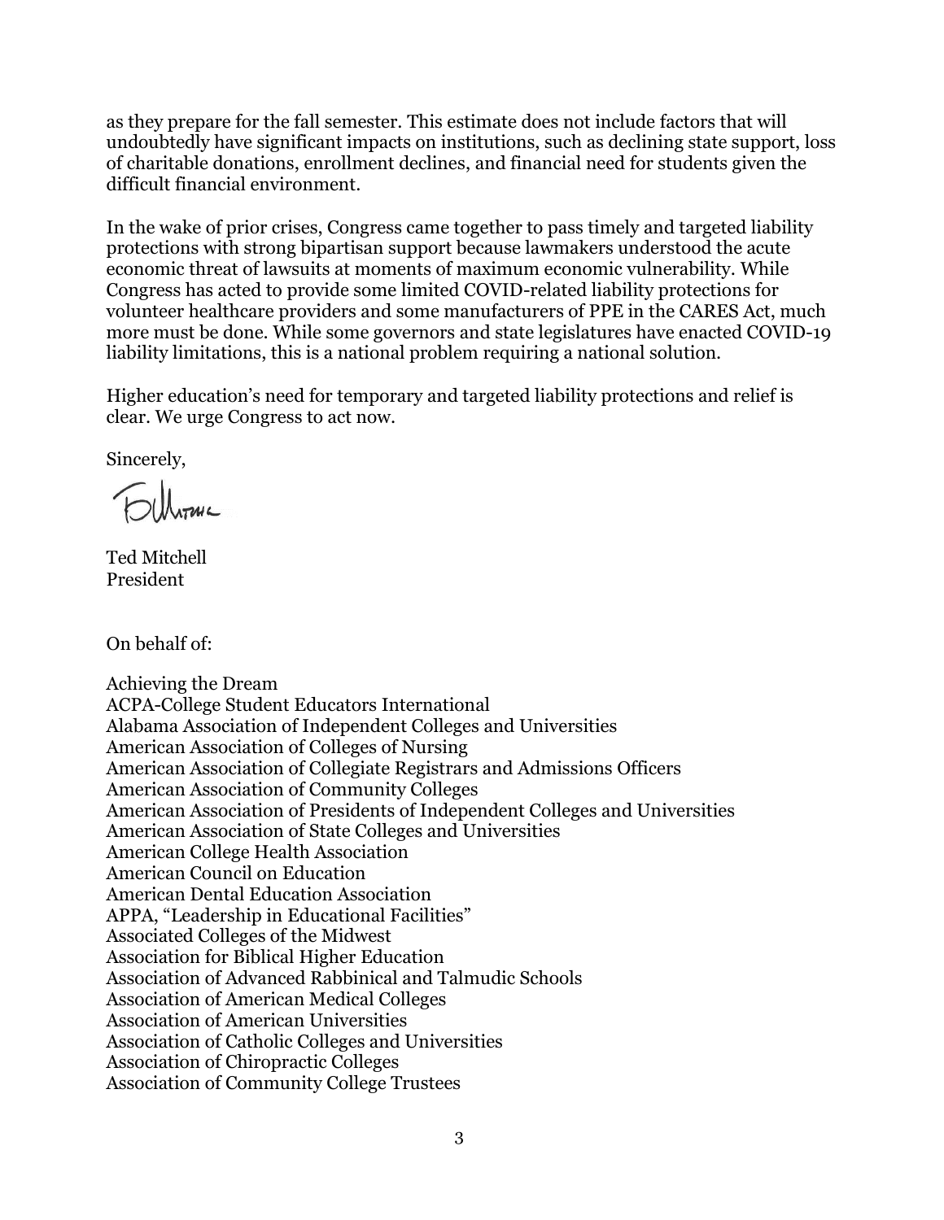as they prepare for the fall semester. This estimate does not include factors that will undoubtedly have significant impacts on institutions, such as declining state support, loss of charitable donations, enrollment declines, and financial need for students given the difficult financial environment.

In the wake of prior crises, Congress came together to pass timely and targeted liability protections with strong bipartisan support because lawmakers understood the acute economic threat of lawsuits at moments of maximum economic vulnerability. While Congress has acted to provide some limited COVID-related liability protections for volunteer healthcare providers and some manufacturers of PPE in the CARES Act, much more must be done. While some governors and state legislatures have enacted COVID-19 liability limitations, this is a national problem requiring a national solution.

Higher education's need for temporary and targeted liability protections and relief is clear. We urge Congress to act now.

Sincerely,

Ted Mitchell
President

On behalf of:

Achieving the Dream
ACPA-College Student Educators International
Alabama Association of Independent Colleges and Universities
American Association of Colleges of Nursing
American Association of Collegiate Registrars and Admissions Officers
American Association of Community Colleges
American Association of Presidents of Independent Colleges and Universities
American Association of State Colleges and Universities
American College Health Association
American Council on Education
American Dental Education Association
APPA, "Leadership in Educational Facilities"
Associated Colleges of the Midwest
Association for Biblical Higher Education
Association of Advanced Rabbinical and Talmudic Schools
Association of American Medical Colleges
Association of American Universities
Association of Catholic Colleges and Universities
Association of Chiropractic Colleges
Association of Community College Trustees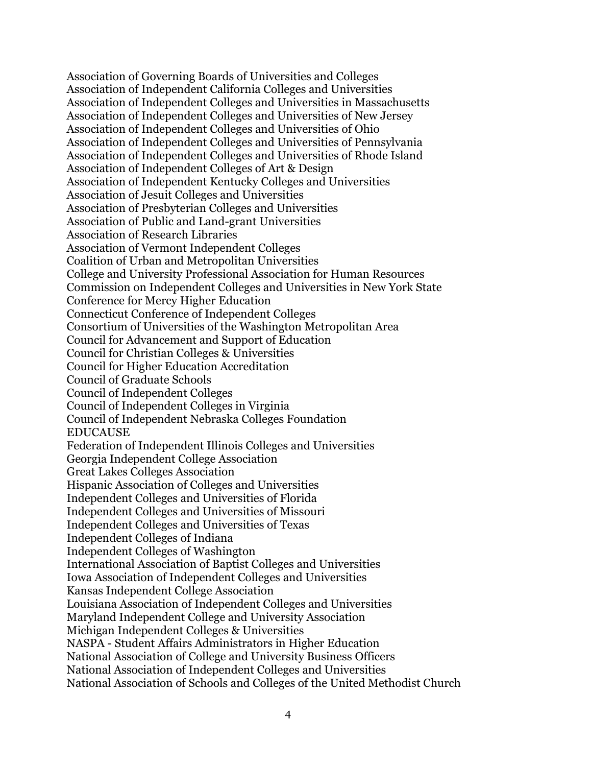Association of Governing Boards of Universities and Colleges
Association of Independent California Colleges and Universities
Association of Independent Colleges and Universities in Massachusetts
Association of Independent Colleges and Universities of New Jersey
Association of Independent Colleges and Universities of Ohio
Association of Independent Colleges and Universities of Pennsylvania
Association of Independent Colleges and Universities of Rhode Island
Association of Independent Colleges of Art & Design
Association of Independent Kentucky Colleges and Universities
Association of Jesuit Colleges and Universities
Association of Presbyterian Colleges and Universities
Association of Public and Land-grant Universities
Association of Research Libraries
Association of Vermont Independent Colleges
Coalition of Urban and Metropolitan Universities
College and University Professional Association for Human Resources
Commission on Independent Colleges and Universities in New York State
Conference for Mercy Higher Education
Connecticut Conference of Independent Colleges
Consortium of Universities of the Washington Metropolitan Area
Council for Advancement and Support of Education
Council for Christian Colleges & Universities
Council for Higher Education Accreditation
Council of Graduate Schools
Council of Independent Colleges
Council of Independent Colleges in Virginia
Council of Independent Nebraska Colleges Foundation
EDUCAUSE
Federation of Independent Illinois Colleges and Universities
Georgia Independent College Association
Great Lakes Colleges Association
Hispanic Association of Colleges and Universities
Independent Colleges and Universities of Florida
Independent Colleges and Universities of Missouri
Independent Colleges and Universities of Texas
Independent Colleges of Indiana
Independent Colleges of Washington
International Association of Baptist Colleges and Universities
Iowa Association of Independent Colleges and Universities
Kansas Independent College Association
Louisiana Association of Independent Colleges and Universities
Maryland Independent College and University Association
Michigan Independent Colleges & Universities
NASPA - Student Affairs Administrators in Higher Education
National Association of College and University Business Officers
National Association of Independent Colleges and Universities
National Association of Schools and Colleges of the United Methodist Church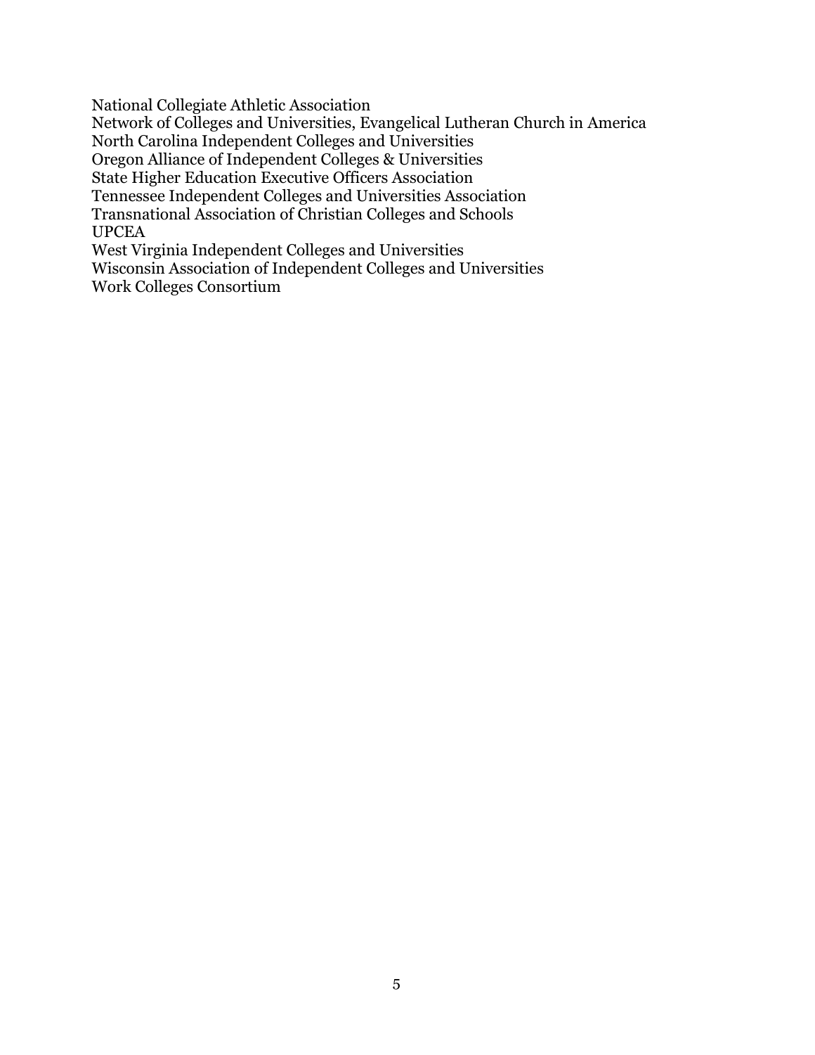National Collegiate Athletic Association
Network of Colleges and Universities, Evangelical Lutheran Church in America
North Carolina Independent Colleges and Universities
Oregon Alliance of Independent Colleges & Universities
State Higher Education Executive Officers Association
Tennessee Independent Colleges and Universities Association
Transnational Association of Christian Colleges and Schools
UPCEA
West Virginia Independent Colleges and Universities
Wisconsin Association of Independent Colleges and Universities
Work Colleges Consortium